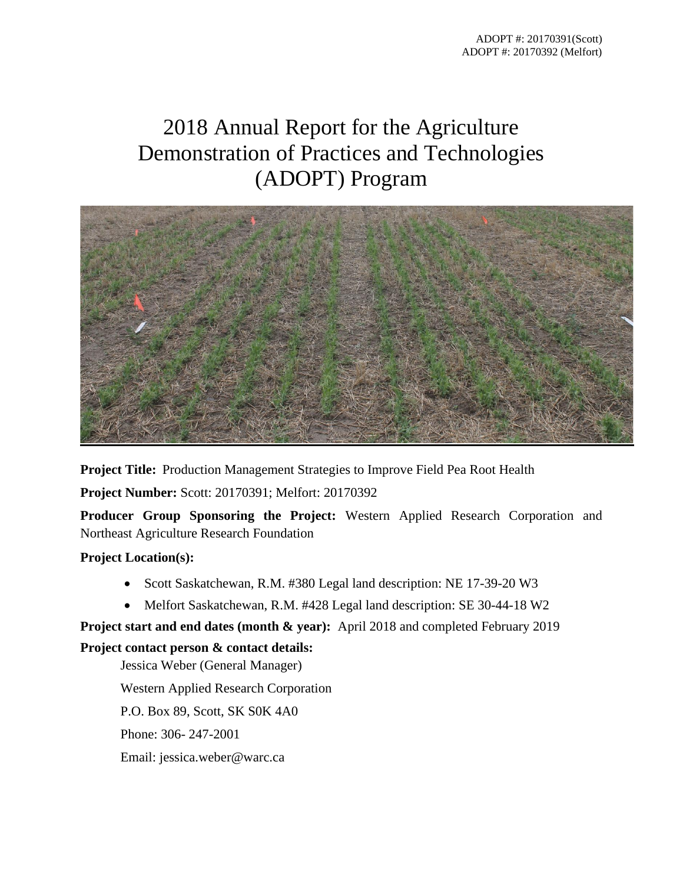ADOPT #: 20170391(Scott)
ADOPT #: 20170392 (Melfort)

# 2018 Annual Report for the Agriculture Demonstration of Practices and Technologies (ADOPT) Program

**Project Title:** Production Management Strategies to Improve Field Pea Root Health

**Project Number:** Scott: 20170391; Melfort: 20170392

**Producer Group Sponsoring the Project:** Western Applied Research Corporation and Northeast Agriculture Research Foundation

**Project Location(s):**

- Scott Saskatchewan, R.M. #380 Legal land description: NE 17-39-20 W3
- Melfort Saskatchewan, R.M. #428 Legal land description: SE 30-44-18 W2

**Project start and end dates (month & year):** April 2018 and completed February 2019

**Project contact person & contact details:**

Jessica Weber (General Manager)

Western Applied Research Corporation

P.O. Box 89, Scott, SK S0K 4A0

Phone: 306- 247-2001

Email: jessica.weber@warc.ca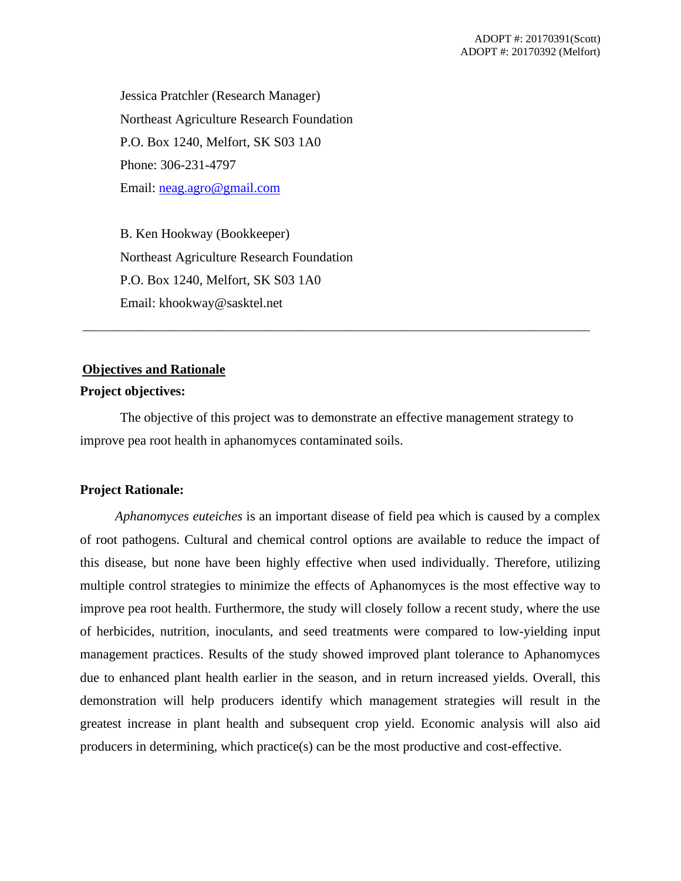ADOPT #: 20170391(Scott)
ADOPT #: 20170392 (Melfort)

Jessica Pratchler (Research Manager)
Northeast Agriculture Research Foundation
P.O. Box 1240, Melfort, SK S03 1A0
Phone: 306-231-4797
Email: neag.agro@gmail.com

B. Ken Hookway (Bookkeeper)
Northeast Agriculture Research Foundation
P.O. Box 1240, Melfort, SK S03 1A0
Email: khookway@sasktel.net

---

## Objectives and Rationale

**Project objectives:**

The objective of this project was to demonstrate an effective management strategy to improve pea root health in aphanomyces contaminated soils.

**Project Rationale:**

*Aphanomyces euteiches* is an important disease of field pea which is caused by a complex of root pathogens. Cultural and chemical control options are available to reduce the impact of this disease, but none have been highly effective when used individually. Therefore, utilizing multiple control strategies to minimize the effects of Aphanomyces is the most effective way to improve pea root health. Furthermore, the study will closely follow a recent study, where the use of herbicides, nutrition, inoculants, and seed treatments were compared to low-yielding input management practices. Results of the study showed improved plant tolerance to Aphanomyces due to enhanced plant health earlier in the season, and in return increased yields. Overall, this demonstration will help producers identify which management strategies will result in the greatest increase in plant health and subsequent crop yield. Economic analysis will also aid producers in determining, which practice(s) can be the most productive and cost-effective.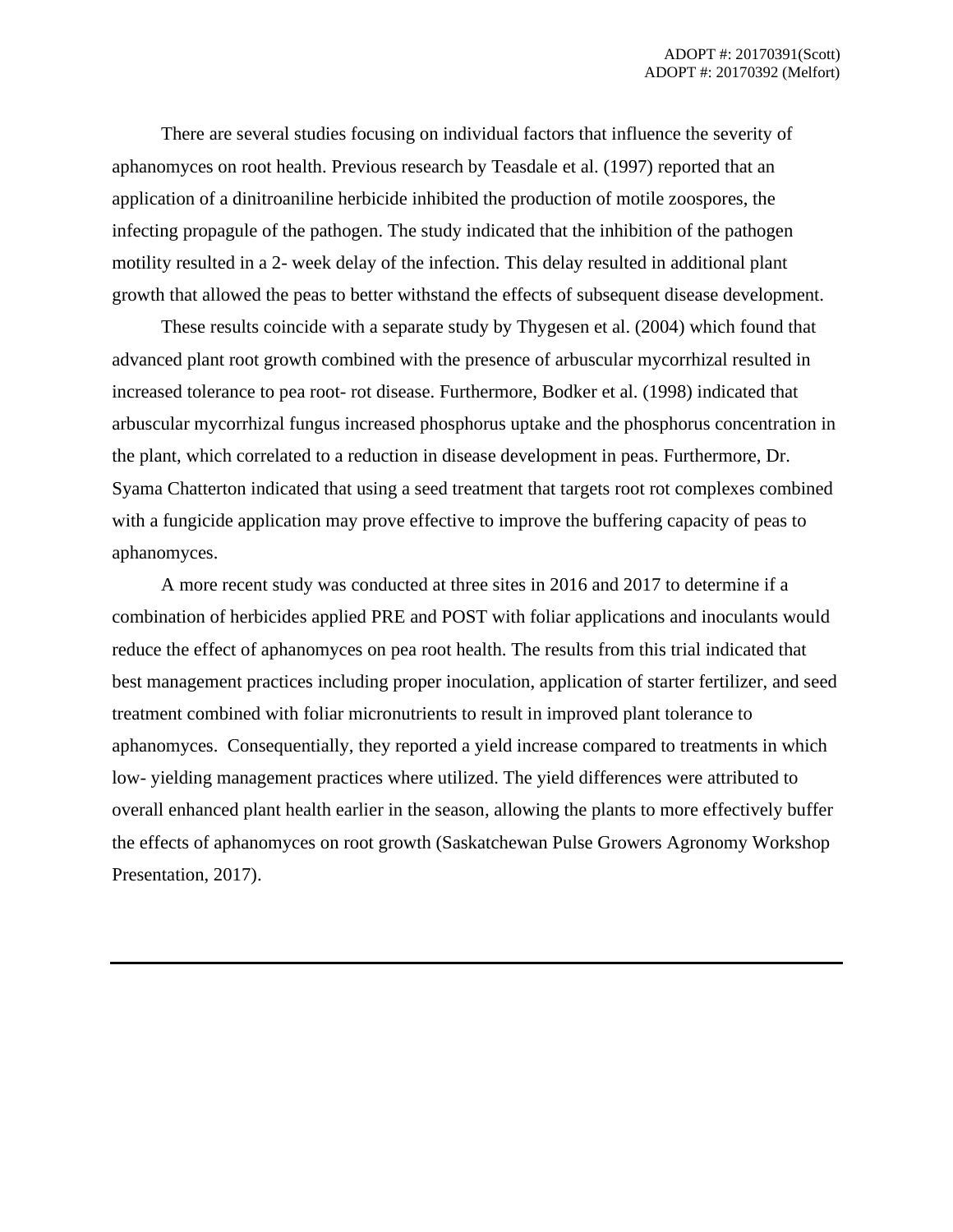There are several studies focusing on individual factors that influence the severity of aphanomyces on root health. Previous research by Teasdale et al. (1997) reported that an application of a dinitroaniline herbicide inhibited the production of motile zoospores, the infecting propagule of the pathogen. The study indicated that the inhibition of the pathogen motility resulted in a 2- week delay of the infection. This delay resulted in additional plant growth that allowed the peas to better withstand the effects of subsequent disease development.

These results coincide with a separate study by Thygesen et al. (2004) which found that advanced plant root growth combined with the presence of arbuscular mycorrhizal resulted in increased tolerance to pea root- rot disease. Furthermore, Bodker et al. (1998) indicated that arbuscular mycorrhizal fungus increased phosphorus uptake and the phosphorus concentration in the plant, which correlated to a reduction in disease development in peas. Furthermore, Dr. Syama Chatterton indicated that using a seed treatment that targets root rot complexes combined with a fungicide application may prove effective to improve the buffering capacity of peas to aphanomyces.

A more recent study was conducted at three sites in 2016 and 2017 to determine if a combination of herbicides applied PRE and POST with foliar applications and inoculants would reduce the effect of aphanomyces on pea root health. The results from this trial indicated that best management practices including proper inoculation, application of starter fertilizer, and seed treatment combined with foliar micronutrients to result in improved plant tolerance to aphanomyces.  Consequentially, they reported a yield increase compared to treatments in which low- yielding management practices where utilized. The yield differences were attributed to overall enhanced plant health earlier in the season, allowing the plants to more effectively buffer the effects of aphanomyces on root growth (Saskatchewan Pulse Growers Agronomy Workshop Presentation, 2017).

---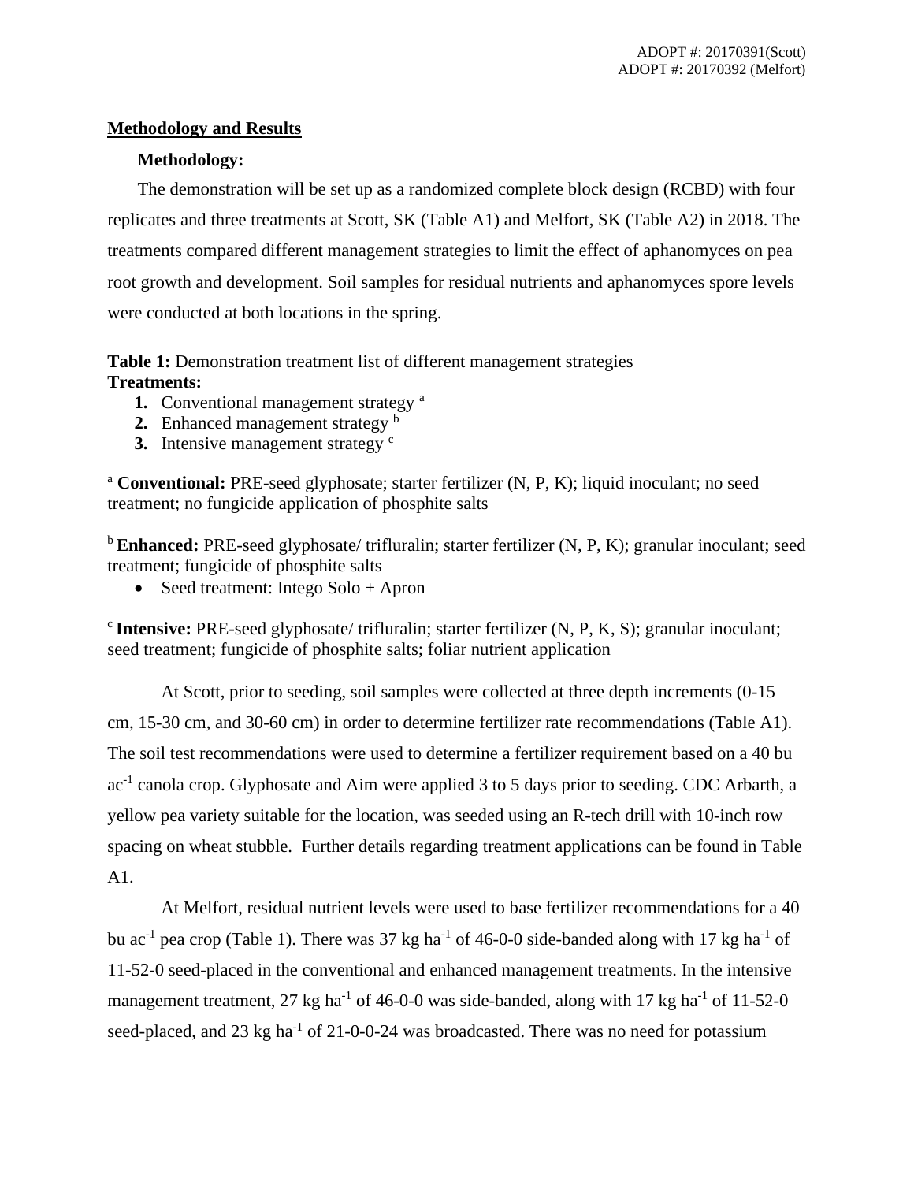## Methodology and Results

### Methodology:

The demonstration will be set up as a randomized complete block design (RCBD) with four replicates and three treatments at Scott, SK (Table A1) and Melfort, SK (Table A2) in 2018. The treatments compared different management strategies to limit the effect of aphanomyces on pea root growth and development. Soil samples for residual nutrients and aphanomyces spore levels were conducted at both locations in the spring.

**Table 1:** Demonstration treatment list of different management strategies

**Treatments:**

1. Conventional management strategy [a]
2. Enhanced management strategy [b]
3. Intensive management strategy [c]

[a] **Conventional:** PRE-seed glyphosate; starter fertilizer (N, P, K); liquid inoculant; no seed treatment; no fungicide application of phosphite salts

[b] **Enhanced:** PRE-seed glyphosate/ trifluralin; starter fertilizer (N, P, K); granular inoculant; seed treatment; fungicide of phosphite salts

- Seed treatment: Intego Solo + Apron

[c] **Intensive:** PRE-seed glyphosate/ trifluralin; starter fertilizer (N, P, K, S); granular inoculant; seed treatment; fungicide of phosphite salts; foliar nutrient application

At Scott, prior to seeding, soil samples were collected at three depth increments (0-15 cm, 15-30 cm, and 30-60 cm) in order to determine fertilizer rate recommendations (Table A1). The soil test recommendations were used to determine a fertilizer requirement based on a 40 bu ac$^{-1}$ canola crop. Glyphosate and Aim were applied 3 to 5 days prior to seeding. CDC Arbarth, a yellow pea variety suitable for the location, was seeded using an R-tech drill with 10-inch row spacing on wheat stubble. Further details regarding treatment applications can be found in Table A1.

At Melfort, residual nutrient levels were used to base fertilizer recommendations for a 40 bu ac$^{-1}$ pea crop (Table 1). There was 37 kg ha$^{-1}$ of 46-0-0 side-banded along with 17 kg ha$^{-1}$ of 11-52-0 seed-placed in the conventional and enhanced management treatments. In the intensive management treatment, 27 kg ha$^{-1}$ of 46-0-0 was side-banded, along with 17 kg ha$^{-1}$ of 11-52-0 seed-placed, and 23 kg ha$^{-1}$ of 21-0-0-24 was broadcasted. There was no need for potassium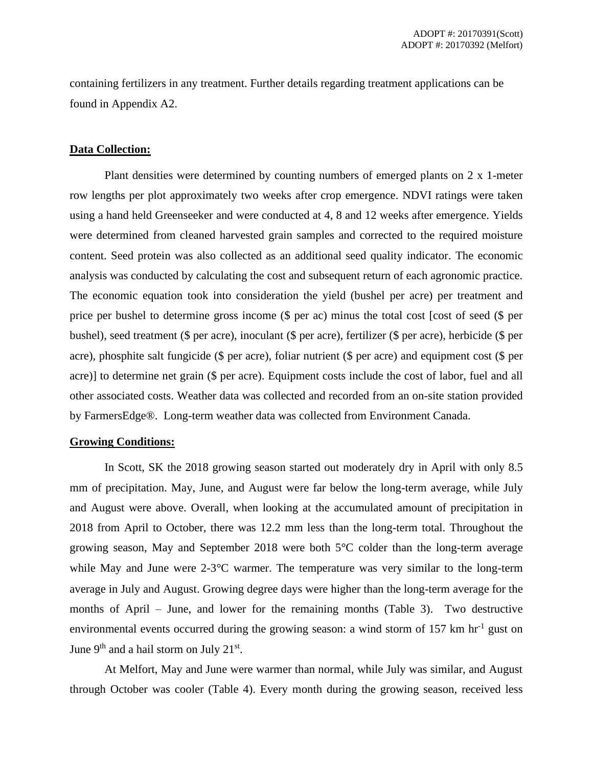containing fertilizers in any treatment. Further details regarding treatment applications can be found in Appendix A2.

**Data Collection:**

Plant densities were determined by counting numbers of emerged plants on 2 x 1-meter row lengths per plot approximately two weeks after crop emergence. NDVI ratings were taken using a hand held Greenseeker and were conducted at 4, 8 and 12 weeks after emergence. Yields were determined from cleaned harvested grain samples and corrected to the required moisture content. Seed protein was also collected as an additional seed quality indicator. The economic analysis was conducted by calculating the cost and subsequent return of each agronomic practice. The economic equation took into consideration the yield (bushel per acre) per treatment and price per bushel to determine gross income ($ per ac) minus the total cost [cost of seed ($ per bushel), seed treatment ($ per acre), inoculant ($ per acre), fertilizer ($ per acre), herbicide ($ per acre), phosphite salt fungicide ($ per acre), foliar nutrient ($ per acre) and equipment cost ($ per acre)] to determine net grain ($ per acre). Equipment costs include the cost of labor, fuel and all other associated costs. Weather data was collected and recorded from an on-site station provided by FarmersEdge®. Long-term weather data was collected from Environment Canada.

**Growing Conditions:**

In Scott, SK the 2018 growing season started out moderately dry in April with only 8.5 mm of precipitation. May, June, and August were far below the long-term average, while July and August were above. Overall, when looking at the accumulated amount of precipitation in 2018 from April to October, there was 12.2 mm less than the long-term total. Throughout the growing season, May and September 2018 were both 5°C colder than the long-term average while May and June were 2-3°C warmer. The temperature was very similar to the long-term average in July and August. Growing degree days were higher than the long-term average for the months of April – June, and lower for the remaining months (Table 3). Two destructive environmental events occurred during the growing season: a wind storm of 157 km $hr^{-1}$ gust on June 9th and a hail storm on July 21st.

At Melfort, May and June were warmer than normal, while July was similar, and August through October was cooler (Table 4). Every month during the growing season, received less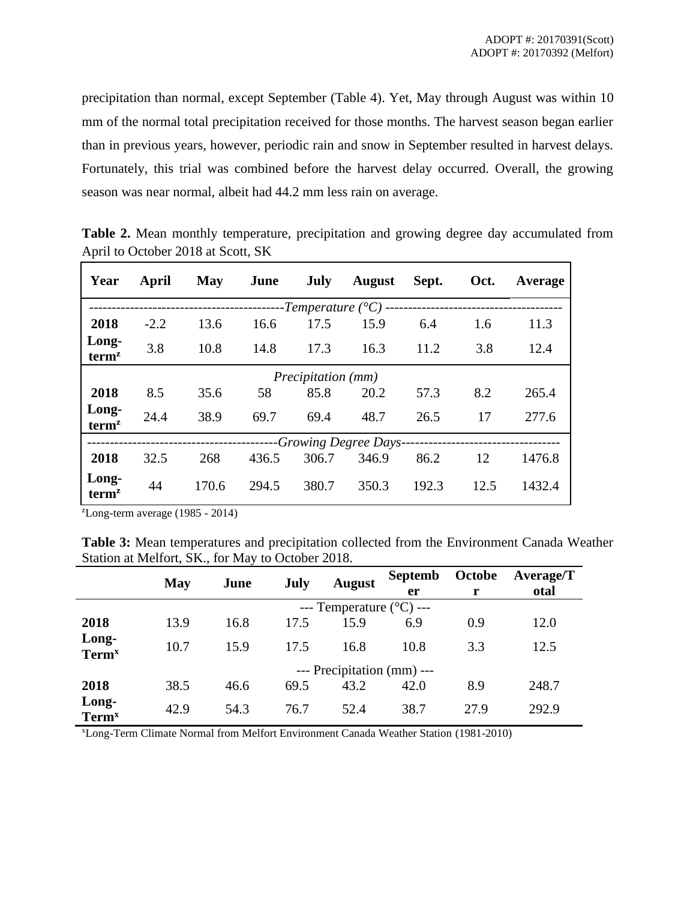precipitation than normal, except September (Table 4). Yet, May through August was within 10 mm of the normal total precipitation received for those months. The harvest season began earlier than in previous years, however, periodic rain and snow in September resulted in harvest delays. Fortunately, this trial was combined before the harvest delay occurred. Overall, the growing season was near normal, albeit had 44.2 mm less rain on average.

**Table 2.** Mean monthly temperature, precipitation and growing degree day accumulated from April to October 2018 at Scott, SK

| Year | April | May | June | July | August | Sept. | Oct. | Average |
|---|---|---|---|---|---|---|---|---|
| | | | | *Temperature (°C)* | | | | |
| 2018 | -2.2 | 13.6 | 16.6 | 17.5 | 15.9 | 6.4 | 1.6 | 11.3 |
| Long-term[z] | 3.8 | 10.8 | 14.8 | 17.3 | 16.3 | 11.2 | 3.8 | 12.4 |
| | | | | *Precipitation (mm)* | | | | |
| 2018 | 8.5 | 35.6 | 58 | 85.8 | 20.2 | 57.3 | 8.2 | 265.4 |
| Long-term[z] | 24.4 | 38.9 | 69.7 | 69.4 | 48.7 | 26.5 | 17 | 277.6 |
| | | | | *Growing Degree Days* | | | | |
| 2018 | 32.5 | 268 | 436.5 | 306.7 | 346.9 | 86.2 | 12 | 1476.8 |
| Long-term[z] | 44 | 170.6 | 294.5 | 380.7 | 350.3 | 192.3 | 12.5 | 1432.4 |

[z]Long-term average (1985 - 2014)

**Table 3:** Mean temperatures and precipitation collected from the Environment Canada Weather Station at Melfort, SK., for May to October 2018.

| | May | June | July | August | September | October | Average/Total |
|---|---|---|---|---|---|---|---|
| | | | | --- Temperature (°C) --- | | | |
| 2018 | 13.9 | 16.8 | 17.5 | 15.9 | 6.9 | 0.9 | 12.0 |
| Long-Term[x] | 10.7 | 15.9 | 17.5 | 16.8 | 10.8 | 3.3 | 12.5 |
| | | | | --- Precipitation (mm) --- | | | |
| 2018 | 38.5 | 46.6 | 69.5 | 43.2 | 42.0 | 8.9 | 248.7 |
| Long-Term[x] | 42.9 | 54.3 | 76.7 | 52.4 | 38.7 | 27.9 | 292.9 |

[x]Long-Term Climate Normal from Melfort Environment Canada Weather Station (1981-2010)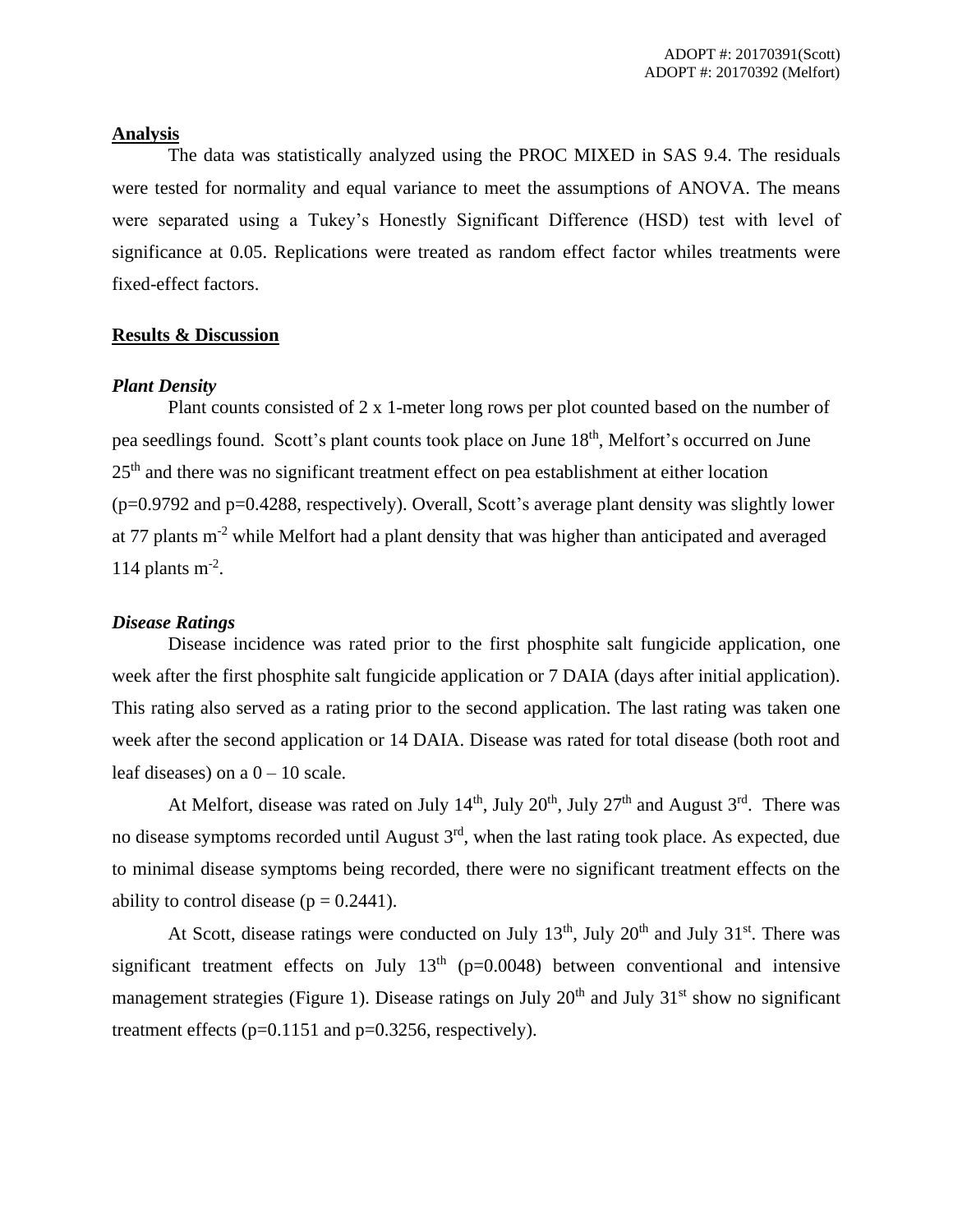## Analysis

The data was statistically analyzed using the PROC MIXED in SAS 9.4. The residuals were tested for normality and equal variance to meet the assumptions of ANOVA. The means were separated using a Tukey's Honestly Significant Difference (HSD) test with level of significance at 0.05. Replications were treated as random effect factor whiles treatments were fixed-effect factors.

## Results & Discussion

### *Plant Density*

Plant counts consisted of 2 x 1-meter long rows per plot counted based on the number of pea seedlings found. Scott's plant counts took place on June 18th, Melfort's occurred on June 25th and there was no significant treatment effect on pea establishment at either location (p=0.9792 and p=0.4288, respectively). Overall, Scott's average plant density was slightly lower at 77 plants $m^{-2}$ while Melfort had a plant density that was higher than anticipated and averaged 114 plants $m^{-2}$.

### *Disease Ratings*

Disease incidence was rated prior to the first phosphite salt fungicide application, one week after the first phosphite salt fungicide application or 7 DAIA (days after initial application). This rating also served as a rating prior to the second application. The last rating was taken one week after the second application or 14 DAIA. Disease was rated for total disease (both root and leaf diseases) on a 0 – 10 scale.

At Melfort, disease was rated on July 14th, July 20th, July 27th and August 3rd. There was no disease symptoms recorded until August 3rd, when the last rating took place. As expected, due to minimal disease symptoms being recorded, there were no significant treatment effects on the ability to control disease (p = 0.2441).

At Scott, disease ratings were conducted on July 13th, July 20th and July 31st. There was significant treatment effects on July 13th (p=0.0048) between conventional and intensive management strategies (Figure 1). Disease ratings on July 20th and July 31st show no significant treatment effects (p=0.1151 and p=0.3256, respectively).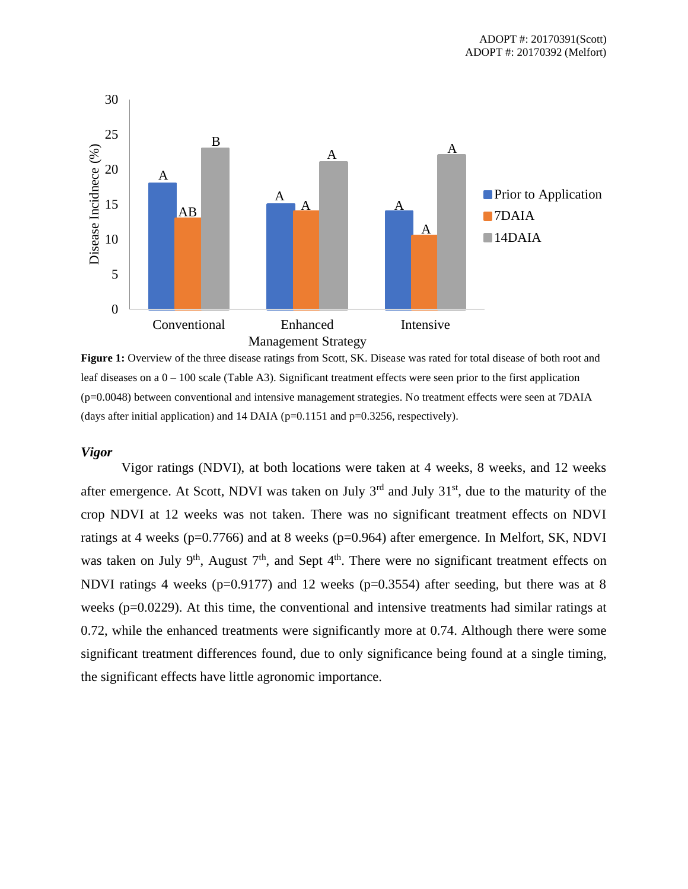Figure 1: Overview of the three disease ratings from Scott, SK. Disease was rated for total disease of both root and leaf diseases on a 0 – 100 scale (Table A3). Significant treatment effects were seen prior to the first application (p=0.0048) between conventional and intensive management strategies. No treatment effects were seen at 7DAIA (days after initial application) and 14 DAIA (p=0.1151 and p=0.3256, respectively).

### *Vigor*

Vigor ratings (NDVI), at both locations were taken at 4 weeks, 8 weeks, and 12 weeks after emergence. At Scott, NDVI was taken on July 3rd and July 31st, due to the maturity of the crop NDVI at 12 weeks was not taken. There was no significant treatment effects on NDVI ratings at 4 weeks (p=0.7766) and at 8 weeks (p=0.964) after emergence. In Melfort, SK, NDVI was taken on July 9th, August 7th, and Sept 4th. There were no significant treatment effects on NDVI ratings 4 weeks (p=0.9177) and 12 weeks (p=0.3554) after seeding, but there was at 8 weeks (p=0.0229). At this time, the conventional and intensive treatments had similar ratings at 0.72, while the enhanced treatments were significantly more at 0.74. Although there were some significant treatment differences found, due to only significance being found at a single timing, the significant effects have little agronomic importance.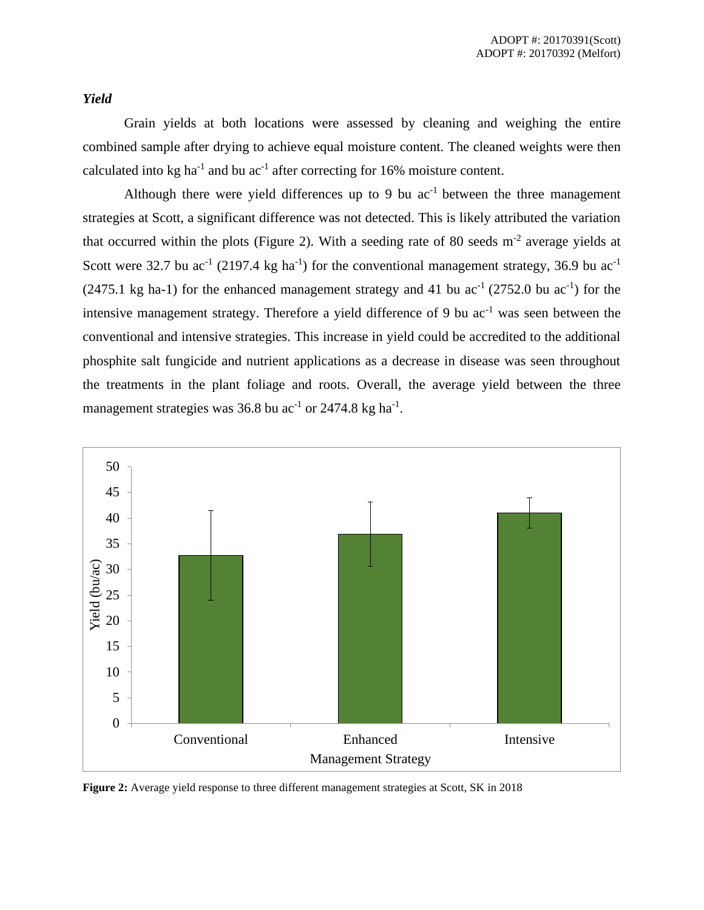### *Yield*

Grain yields at both locations were assessed by cleaning and weighing the entire combined sample after drying to achieve equal moisture content. The cleaned weights were then calculated into kg $ha^{-1}$ and bu $ac^{-1}$ after correcting for 16% moisture content.

Although there were yield differences up to 9 bu $ac^{-1}$ between the three management strategies at Scott, a significant difference was not detected. This is likely attributed the variation that occurred within the plots (Figure 2). With a seeding rate of 80 seeds $m^{-2}$ average yields at Scott were 32.7 bu $ac^{-1}$ (2197.4 kg $ha^{-1}$) for the conventional management strategy, 36.9 bu $ac^{-1}$ (2475.1 kg ha-1) for the enhanced management strategy and 41 bu $ac^{-1}$ (2752.0 bu $ac^{-1}$) for the intensive management strategy. Therefore a yield difference of 9 bu $ac^{-1}$ was seen between the conventional and intensive strategies. This increase in yield could be accredited to the additional phosphite salt fungicide and nutrient applications as a decrease in disease was seen throughout the treatments in the plant foliage and roots. Overall, the average yield between the three management strategies was 36.8 bu $ac^{-1}$ or 2474.8 kg $ha^{-1}$.

**Figure 2:** Average yield response to three different management strategies at Scott, SK in 2018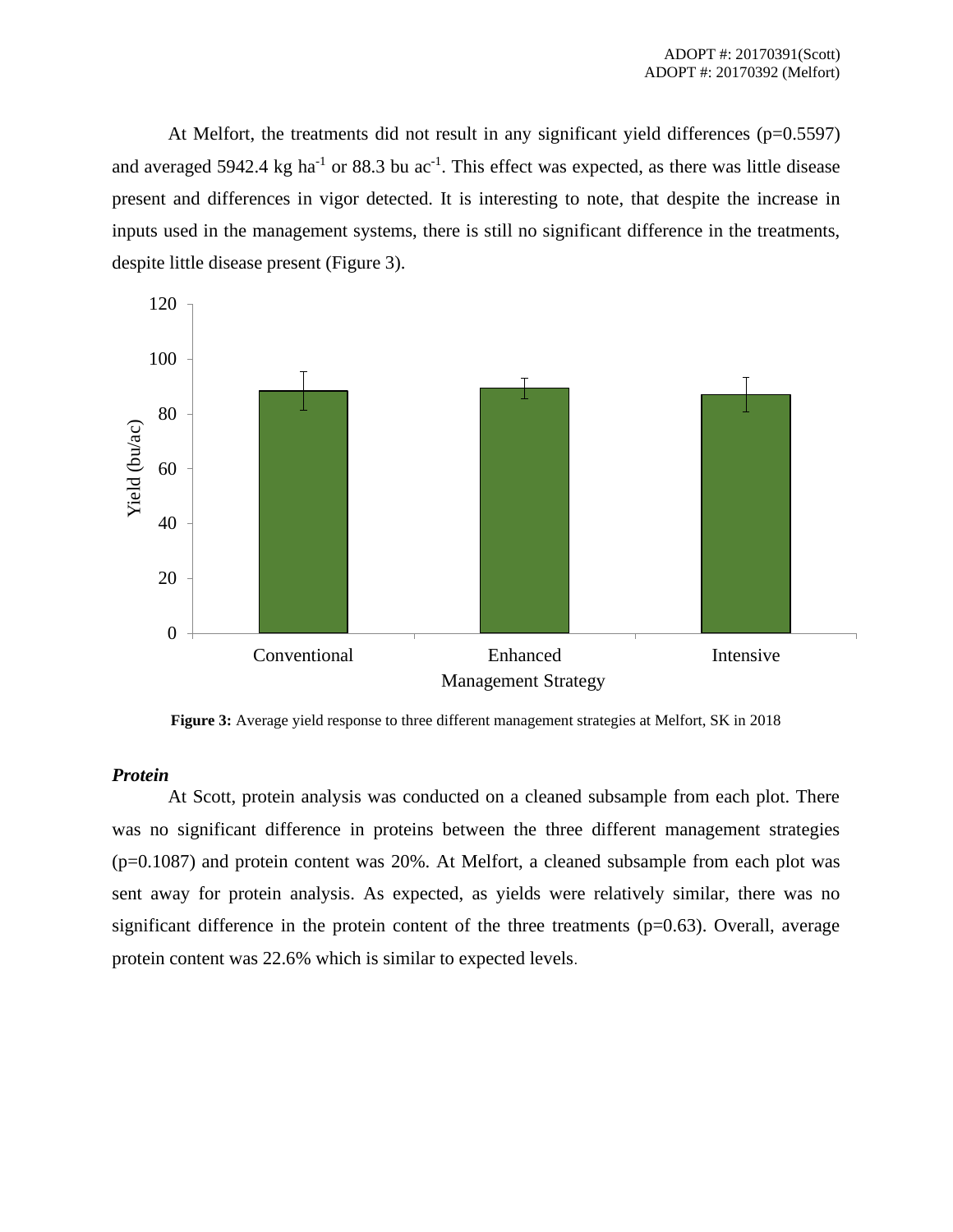At Melfort, the treatments did not result in any significant yield differences (p=0.5597) and averaged 5942.4 kg $ha^{-1}$ or 88.3 bu $ac^{-1}$. This effect was expected, as there was little disease present and differences in vigor detected. It is interesting to note, that despite the increase in inputs used in the management systems, there is still no significant difference in the treatments, despite little disease present (Figure 3).

**Figure 3:** Average yield response to three different management strategies at Melfort, SK in 2018

***Protein***

At Scott, protein analysis was conducted on a cleaned subsample from each plot. There was no significant difference in proteins between the three different management strategies (p=0.1087) and protein content was 20%. At Melfort, a cleaned subsample from each plot was sent away for protein analysis. As expected, as yields were relatively similar, there was no significant difference in the protein content of the three treatments (p=0.63). Overall, average protein content was 22.6% which is similar to expected levels.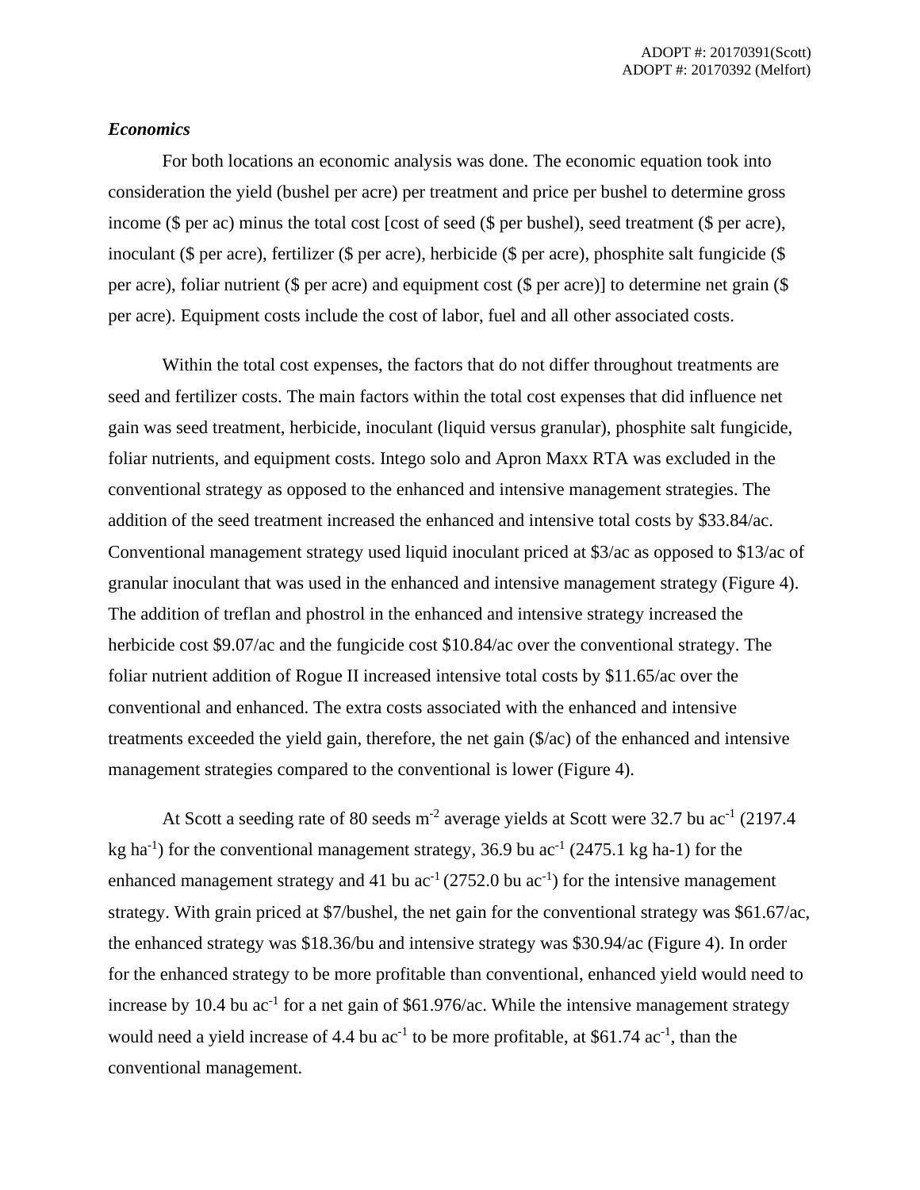### *Economics*

For both locations an economic analysis was done. The economic equation took into consideration the yield (bushel per acre) per treatment and price per bushel to determine gross income ($ per ac) minus the total cost [cost of seed ($ per bushel), seed treatment ($ per acre), inoculant ($ per acre), fertilizer ($ per acre), herbicide ($ per acre), phosphite salt fungicide ($ per acre), foliar nutrient ($ per acre) and equipment cost ($ per acre)] to determine net grain ($ per acre). Equipment costs include the cost of labor, fuel and all other associated costs.

Within the total cost expenses, the factors that do not differ throughout treatments are seed and fertilizer costs. The main factors within the total cost expenses that did influence net gain was seed treatment, herbicide, inoculant (liquid versus granular), phosphite salt fungicide, foliar nutrients, and equipment costs. Intego solo and Apron Maxx RTA was excluded in the conventional strategy as opposed to the enhanced and intensive management strategies. The addition of the seed treatment increased the enhanced and intensive total costs by $33.84/ac. Conventional management strategy used liquid inoculant priced at $3/ac as opposed to $13/ac of granular inoculant that was used in the enhanced and intensive management strategy (Figure 4). The addition of treflan and phostrol in the enhanced and intensive strategy increased the herbicide cost $9.07/ac and the fungicide cost $10.84/ac over the conventional strategy. The foliar nutrient addition of Rogue II increased intensive total costs by $11.65/ac over the conventional and enhanced. The extra costs associated with the enhanced and intensive treatments exceeded the yield gain, therefore, the net gain ($/ac) of the enhanced and intensive management strategies compared to the conventional is lower (Figure 4).

At Scott a seeding rate of 80 seeds $m^{-2}$ average yields at Scott were 32.7 bu $ac^{-1}$ (2197.4 kg $ha^{-1}$) for the conventional management strategy, 36.9 bu $ac^{-1}$ (2475.1 kg ha-1) for the enhanced management strategy and 41 bu $ac^{-1}$ (2752.0 bu $ac^{-1}$) for the intensive management strategy. With grain priced at $7/bushel, the net gain for the conventional strategy was $61.67/ac, the enhanced strategy was $18.36/bu and intensive strategy was $30.94/ac (Figure 4). In order for the enhanced strategy to be more profitable than conventional, enhanced yield would need to increase by 10.4 bu $ac^{-1}$ for a net gain of $61.976/ac. While the intensive management strategy would need a yield increase of 4.4 bu $ac^{-1}$ to be more profitable, at $61.74 $ac^{-1}$, than the conventional management.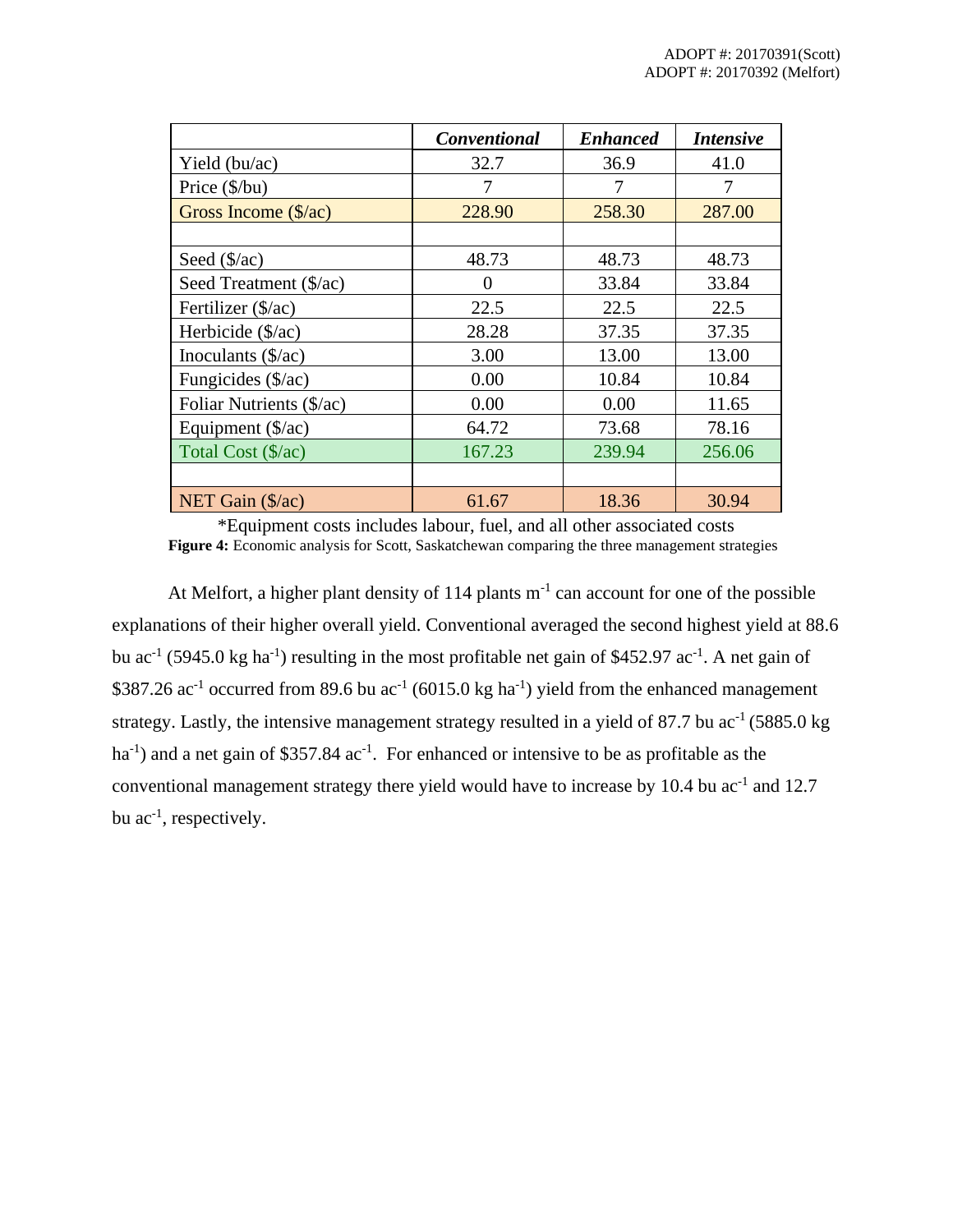| | ***Conventional*** | ***Enhanced*** | ***Intensive*** |
|---|---|---|---|
| Yield (bu/ac) | 32.7 | 36.9 | 41.0 |
| Price ($/bu) | 7 | 7 | 7 |
| Gross Income ($/ac) | 228.90 | 258.30 | 287.00 |
| | | | |
| Seed ($/ac) | 48.73 | 48.73 | 48.73 |
| Seed Treatment ($/ac) | 0 | 33.84 | 33.84 |
| Fertilizer ($/ac) | 22.5 | 22.5 | 22.5 |
| Herbicide ($/ac) | 28.28 | 37.35 | 37.35 |
| Inoculants ($/ac) | 3.00 | 13.00 | 13.00 |
| Fungicides ($/ac) | 0.00 | 10.84 | 10.84 |
| Foliar Nutrients ($/ac) | 0.00 | 0.00 | 11.65 |
| Equipment ($/ac) | 64.72 | 73.68 | 78.16 |
| Total Cost ($/ac) | 167.23 | 239.94 | 256.06 |
| | | | |
| NET Gain ($/ac) | 61.67 | 18.36 | 30.94 |

*Equipment costs includes labour, fuel, and all other associated costs

**Figure 4:** Economic analysis for Scott, Saskatchewan comparing the three management strategies

At Melfort, a higher plant density of 114 plants $m^{-1}$ can account for one of the possible explanations of their higher overall yield. Conventional averaged the second highest yield at 88.6 bu $ac^{-1}$ (5945.0 kg $ha^{-1}$) resulting in the most profitable net gain of \$452.97 $ac^{-1}$. A net gain of \$387.26 $ac^{-1}$ occurred from 89.6 bu $ac^{-1}$ (6015.0 kg $ha^{-1}$) yield from the enhanced management strategy. Lastly, the intensive management strategy resulted in a yield of 87.7 bu $ac^{-1}$ (5885.0 kg $ha^{-1}$) and a net gain of \$357.84 $ac^{-1}$. For enhanced or intensive to be as profitable as the conventional management strategy there yield would have to increase by 10.4 bu $ac^{-1}$ and 12.7 bu $ac^{-1}$, respectively.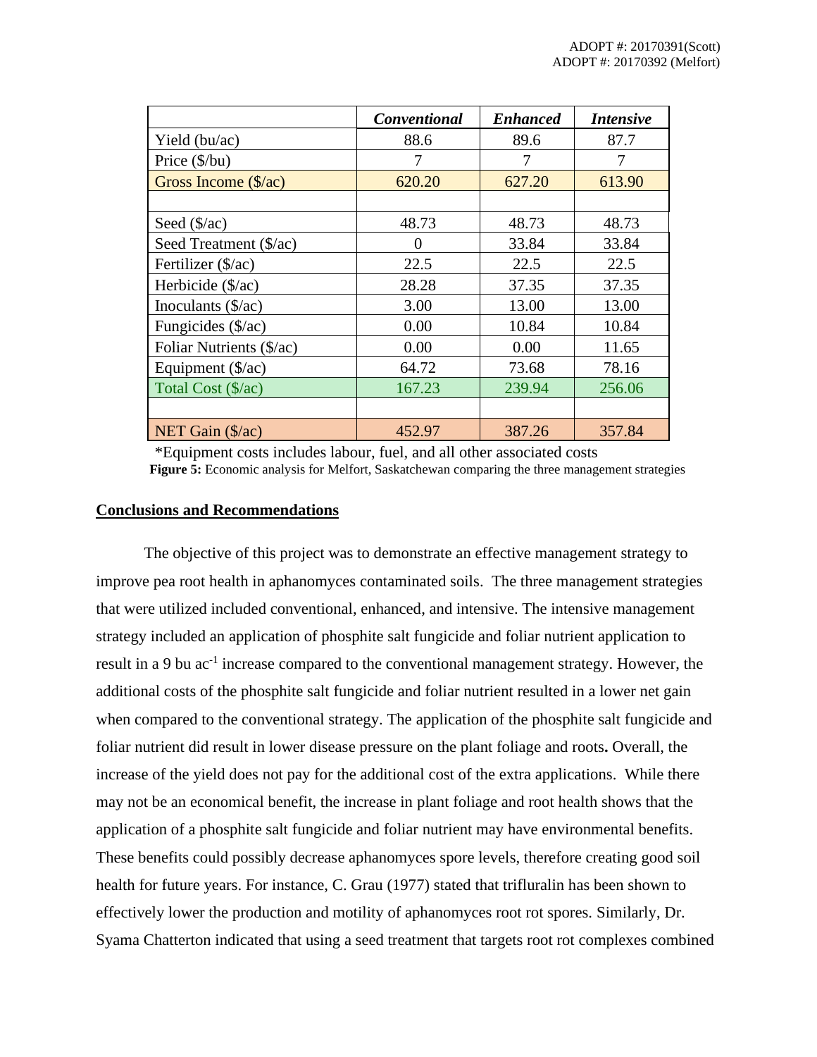| | *Conventional* | *Enhanced* | *Intensive* |
|---|---|---|---|
| Yield (bu/ac) | 88.6 | 89.6 | 87.7 |
| Price ($/bu) | 7 | 7 | 7 |
| Gross Income ($/ac) | 620.20 | 627.20 | 613.90 |
| | | | |
| Seed ($/ac) | 48.73 | 48.73 | 48.73 |
| Seed Treatment ($/ac) | 0 | 33.84 | 33.84 |
| Fertilizer ($/ac) | 22.5 | 22.5 | 22.5 |
| Herbicide ($/ac) | 28.28 | 37.35 | 37.35 |
| Inoculants ($/ac) | 3.00 | 13.00 | 13.00 |
| Fungicides ($/ac) | 0.00 | 10.84 | 10.84 |
| Foliar Nutrients ($/ac) | 0.00 | 0.00 | 11.65 |
| Equipment ($/ac) | 64.72 | 73.68 | 78.16 |
| Total Cost ($/ac) | 167.23 | 239.94 | 256.06 |
| | | | |
| NET Gain ($/ac) | 452.97 | 387.26 | 357.84 |

*Equipment costs includes labour, fuel, and all other associated costs

**Figure 5:** Economic analysis for Melfort, Saskatchewan comparing the three management strategies

## Conclusions and Recommendations

The objective of this project was to demonstrate an effective management strategy to improve pea root health in aphanomyces contaminated soils. The three management strategies that were utilized included conventional, enhanced, and intensive. The intensive management strategy included an application of phosphite salt fungicide and foliar nutrient application to result in a 9 bu $ac^{-1}$ increase compared to the conventional management strategy. However, the additional costs of the phosphite salt fungicide and foliar nutrient resulted in a lower net gain when compared to the conventional strategy. The application of the phosphite salt fungicide and foliar nutrient did result in lower disease pressure on the plant foliage and roots**.** Overall, the increase of the yield does not pay for the additional cost of the extra applications. While there may not be an economical benefit, the increase in plant foliage and root health shows that the application of a phosphite salt fungicide and foliar nutrient may have environmental benefits. These benefits could possibly decrease aphanomyces spore levels, therefore creating good soil health for future years. For instance, C. Grau (1977) stated that trifluralin has been shown to effectively lower the production and motility of aphanomyces root rot spores. Similarly, Dr. Syama Chatterton indicated that using a seed treatment that targets root rot complexes combined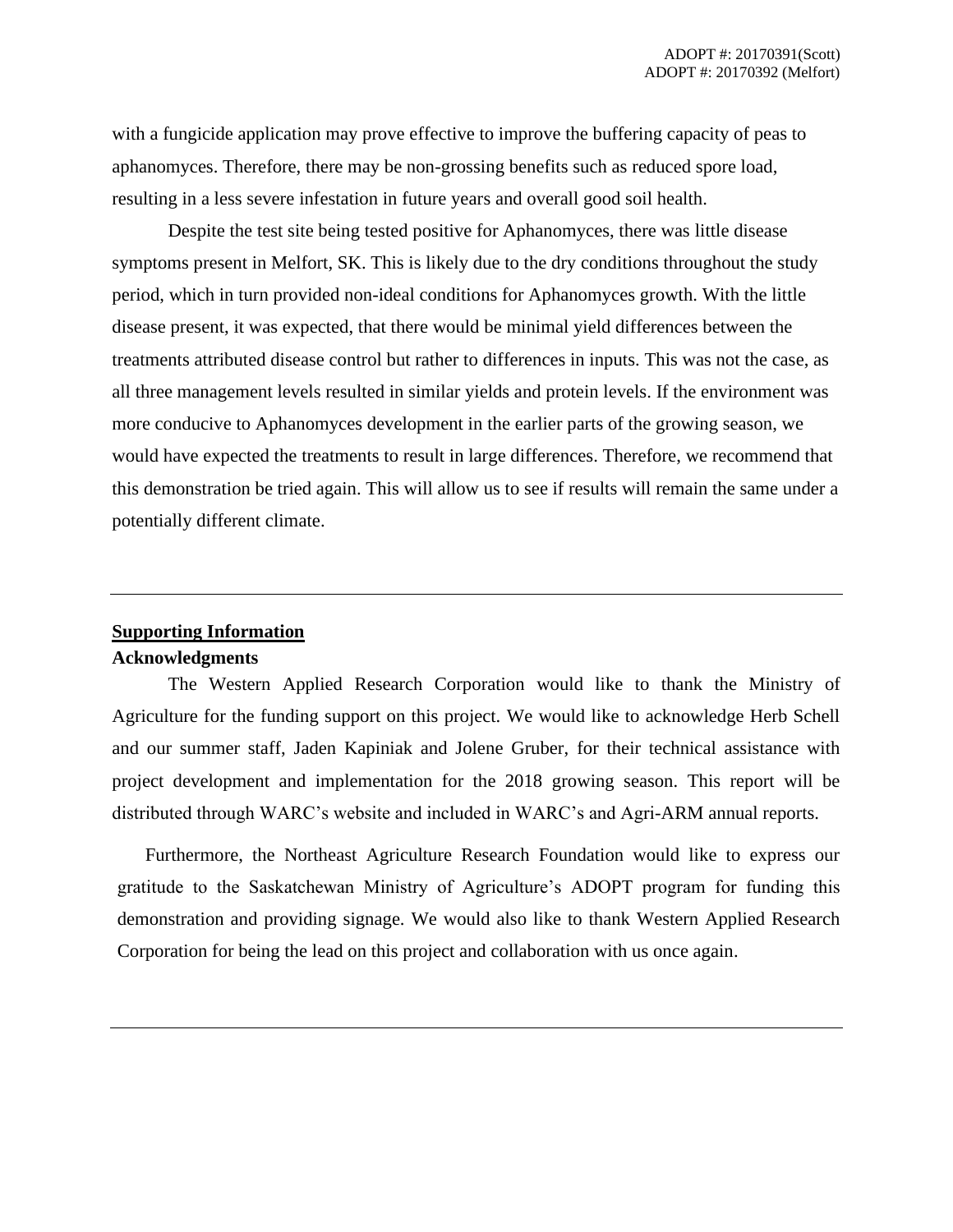with a fungicide application may prove effective to improve the buffering capacity of peas to aphanomyces. Therefore, there may be non-grossing benefits such as reduced spore load, resulting in a less severe infestation in future years and overall good soil health.

Despite the test site being tested positive for Aphanomyces, there was little disease symptoms present in Melfort, SK. This is likely due to the dry conditions throughout the study period, which in turn provided non-ideal conditions for Aphanomyces growth. With the little disease present, it was expected, that there would be minimal yield differences between the treatments attributed disease control but rather to differences in inputs. This was not the case, as all three management levels resulted in similar yields and protein levels. If the environment was more conducive to Aphanomyces development in the earlier parts of the growing season, we would have expected the treatments to result in large differences. Therefore, we recommend that this demonstration be tried again. This will allow us to see if results will remain the same under a potentially different climate.

---

## Supporting Information

### Acknowledgments

The Western Applied Research Corporation would like to thank the Ministry of Agriculture for the funding support on this project. We would like to acknowledge Herb Schell and our summer staff, Jaden Kapiniak and Jolene Gruber, for their technical assistance with project development and implementation for the 2018 growing season. This report will be distributed through WARC's website and included in WARC's and Agri-ARM annual reports.

Furthermore, the Northeast Agriculture Research Foundation would like to express our gratitude to the Saskatchewan Ministry of Agriculture's ADOPT program for funding this demonstration and providing signage. We would also like to thank Western Applied Research Corporation for being the lead on this project and collaboration with us once again.

---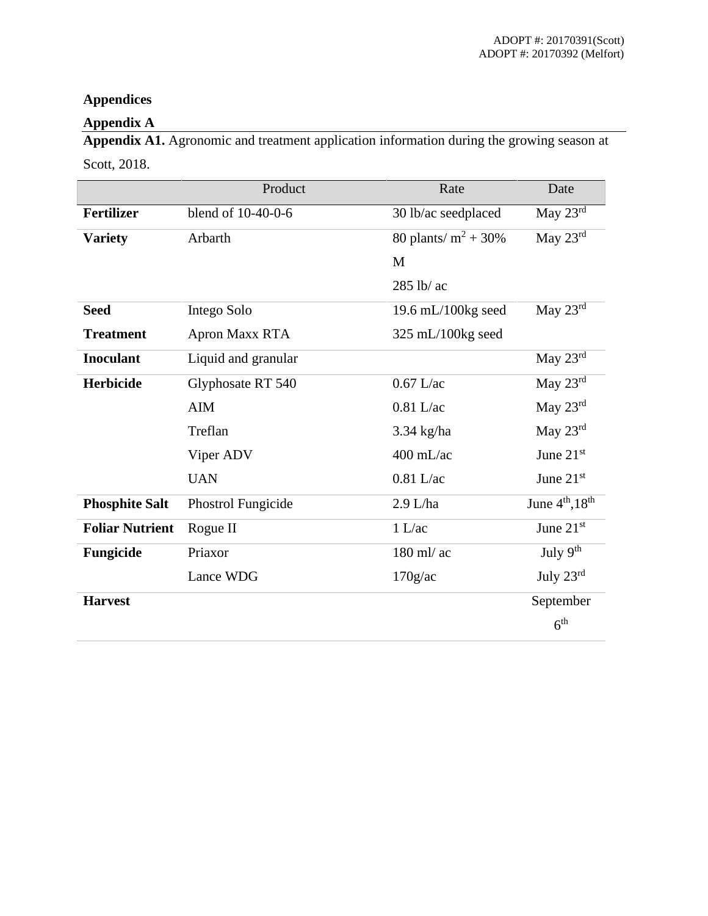## Appendices

### Appendix A

**Appendix A1.** Agronomic and treatment application information during the growing season at Scott, 2018.

| | Product | Rate | Date |
|---|---|---|---|
| **Fertilizer** | blend of 10-40-0-6 | 30 lb/ac seedplaced | May 23rd |
| **Variety** | Arbarth | 80 plants/ $m^2$ + 30% M<br>285 lb/ ac | May 23rd |
| **Seed Treatment** | Intego Solo<br>Apron Maxx RTA | 19.6 mL/100kg seed<br>325 mL/100kg seed | May 23rd |
| **Inoculant** | Liquid and granular | | May 23rd |
| **Herbicide** | Glyphosate RT 540<br>AIM<br>Treflan<br>Viper ADV<br>UAN | 0.67 L/ac<br>0.81 L/ac<br>3.34 kg/ha<br>400 mL/ac<br>0.81 L/ac | May 23rd<br>May 23rd<br>May 23rd<br>June 21st<br>June 21st |
| **Phosphite Salt** | Phostrol Fungicide | 2.9 L/ha | June 4th,18th |
| **Foliar Nutrient** | Rogue II | 1 L/ac | June 21st |
| **Fungicide** | Priaxor<br>Lance WDG | 180 ml/ ac<br>170g/ac | July 9th<br>July 23rd |
| **Harvest** | | | September 6th |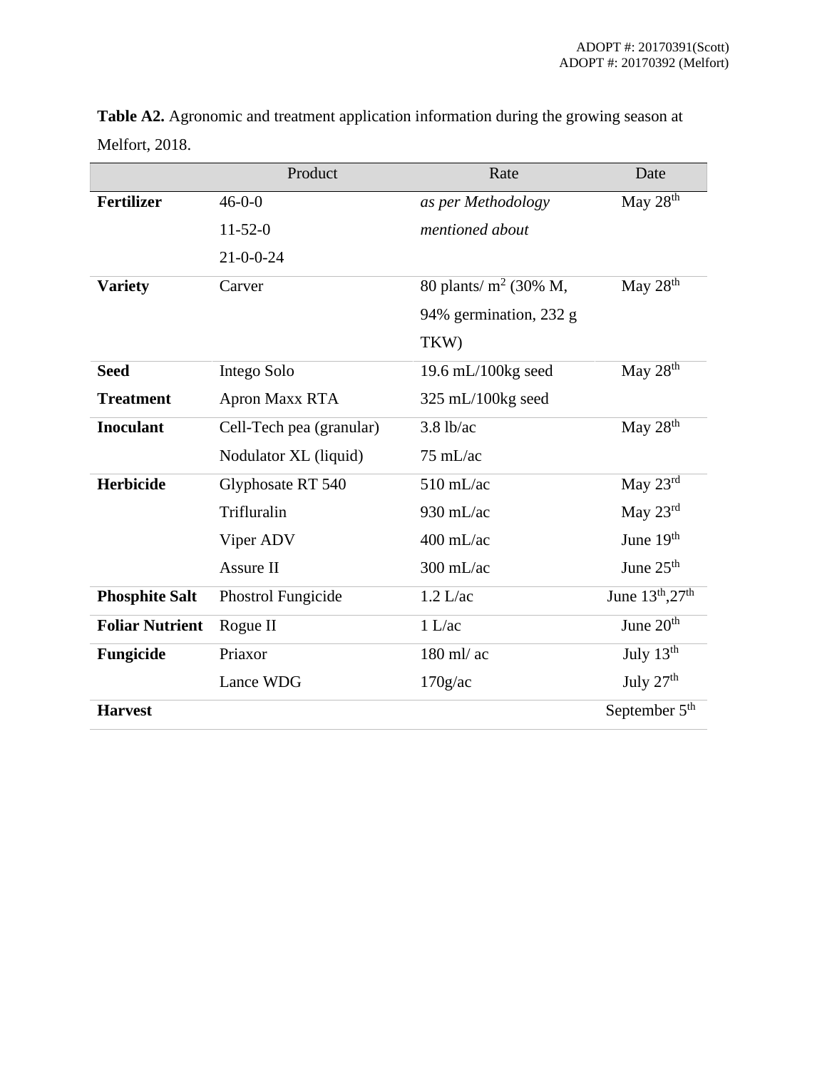**Table A2.** Agronomic and treatment application information during the growing season at Melfort, 2018.

| | Product | Rate | Date |
|---|---|---|---|
| **Fertilizer** | 46-0-0<br>11-52-0<br>21-0-0-24 | *as per Methodology mentioned about* | May 28th |
| **Variety** | Carver | 80 plants/ $m^2$ (30% M, 94% germination, 232 g TKW) | May 28th |
| **Seed Treatment** | Intego Solo<br>Apron Maxx RTA | 19.6 mL/100kg seed<br>325 mL/100kg seed | May 28th |
| **Inoculant** | Cell-Tech pea (granular)<br>Nodulator XL (liquid) | 3.8 lb/ac<br>75 mL/ac | May 28th |
| **Herbicide** | Glyphosate RT 540<br>Trifluralin<br>Viper ADV<br>Assure II | 510 mL/ac<br>930 mL/ac<br>400 mL/ac<br>300 mL/ac | May 23rd<br>May 23rd<br>June 19th<br>June 25th |
| **Phosphite Salt** | Phostrol Fungicide | 1.2 L/ac | June 13th,27th |
| **Foliar Nutrient** | Rogue II | 1 L/ac | June 20th |
| **Fungicide** | Priaxor<br>Lance WDG | 180 ml/ ac<br>170g/ac | July 13th<br>July 27th |
| **Harvest** | | | September 5th |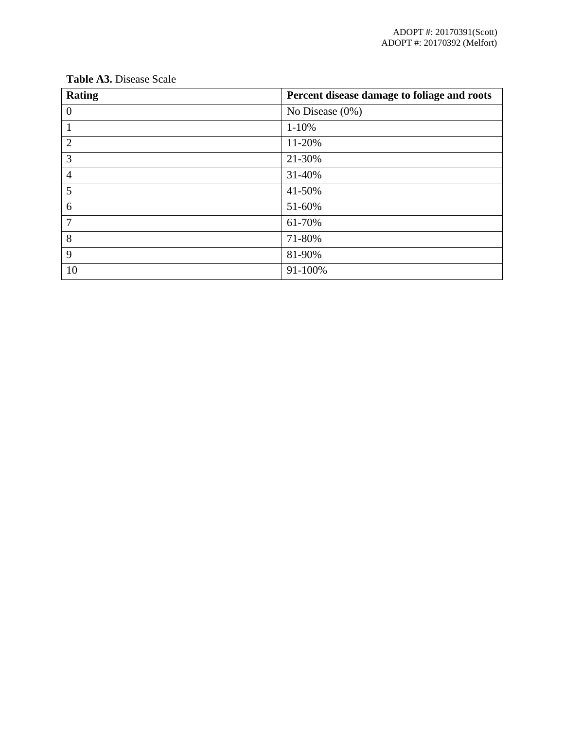**Table A3.** Disease Scale

| Rating | Percent disease damage to foliage and roots |
| --- | --- |
| 0 | No Disease (0%) |
| 1 | 1-10% |
| 2 | 11-20% |
| 3 | 21-30% |
| 4 | 31-40% |
| 5 | 41-50% |
| 6 | 51-60% |
| 7 | 61-70% |
| 8 | 71-80% |
| 9 | 81-90% |
| 10 | 91-100% |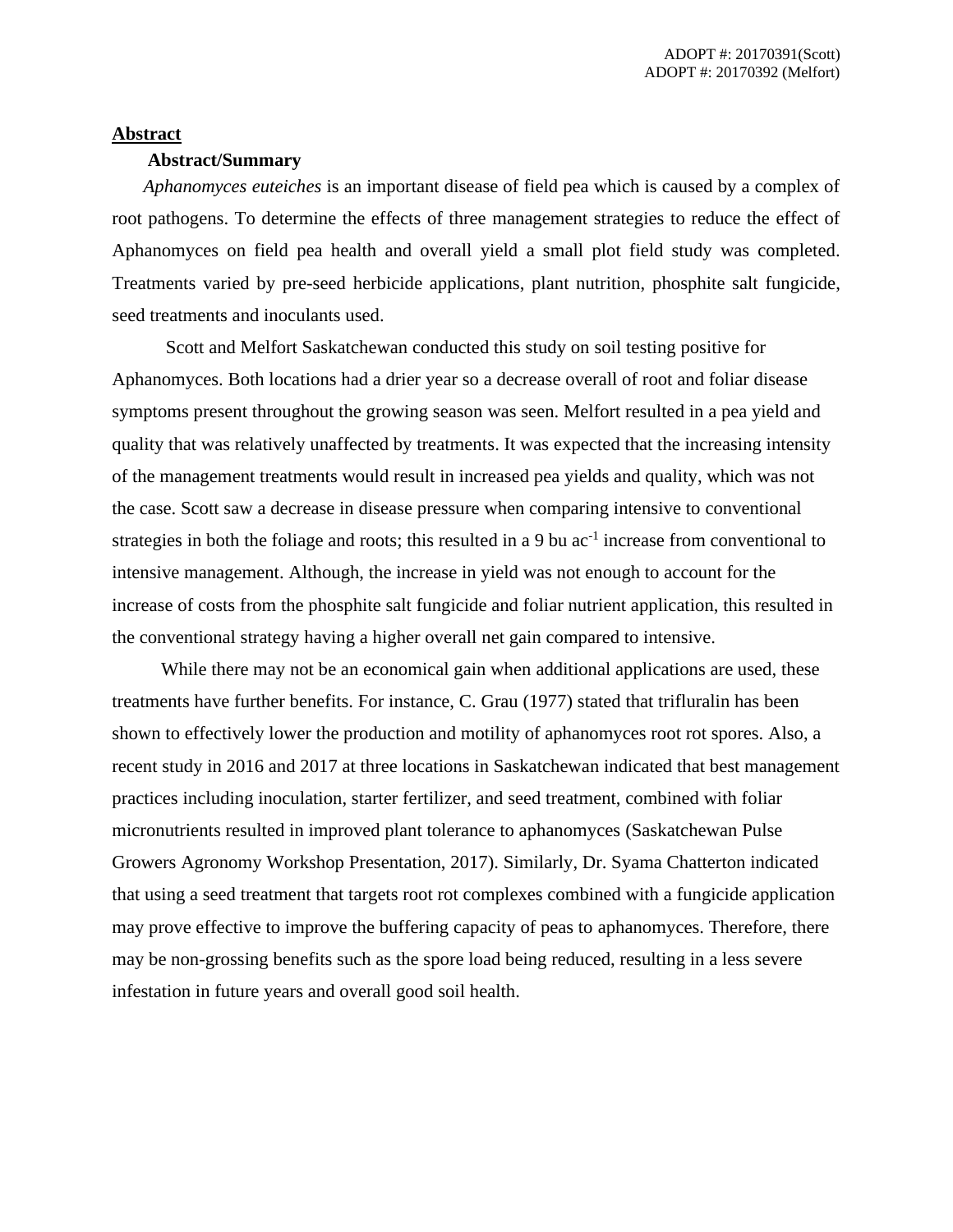## Abstract

### Abstract/Summary

*Aphanomyces euteiches* is an important disease of field pea which is caused by a complex of root pathogens. To determine the effects of three management strategies to reduce the effect of Aphanomyces on field pea health and overall yield a small plot field study was completed. Treatments varied by pre-seed herbicide applications, plant nutrition, phosphite salt fungicide, seed treatments and inoculants used.

Scott and Melfort Saskatchewan conducted this study on soil testing positive for Aphanomyces. Both locations had a drier year so a decrease overall of root and foliar disease symptoms present throughout the growing season was seen. Melfort resulted in a pea yield and quality that was relatively unaffected by treatments. It was expected that the increasing intensity of the management treatments would result in increased pea yields and quality, which was not the case. Scott saw a decrease in disease pressure when comparing intensive to conventional strategies in both the foliage and roots; this resulted in a 9 bu $ac^{-1}$ increase from conventional to intensive management. Although, the increase in yield was not enough to account for the increase of costs from the phosphite salt fungicide and foliar nutrient application, this resulted in the conventional strategy having a higher overall net gain compared to intensive.

While there may not be an economical gain when additional applications are used, these treatments have further benefits. For instance, C. Grau (1977) stated that trifluralin has been shown to effectively lower the production and motility of aphanomyces root rot spores. Also, a recent study in 2016 and 2017 at three locations in Saskatchewan indicated that best management practices including inoculation, starter fertilizer, and seed treatment, combined with foliar micronutrients resulted in improved plant tolerance to aphanomyces (Saskatchewan Pulse Growers Agronomy Workshop Presentation, 2017). Similarly, Dr. Syama Chatterton indicated that using a seed treatment that targets root rot complexes combined with a fungicide application may prove effective to improve the buffering capacity of peas to aphanomyces. Therefore, there may be non-grossing benefits such as the spore load being reduced, resulting in a less severe infestation in future years and overall good soil health.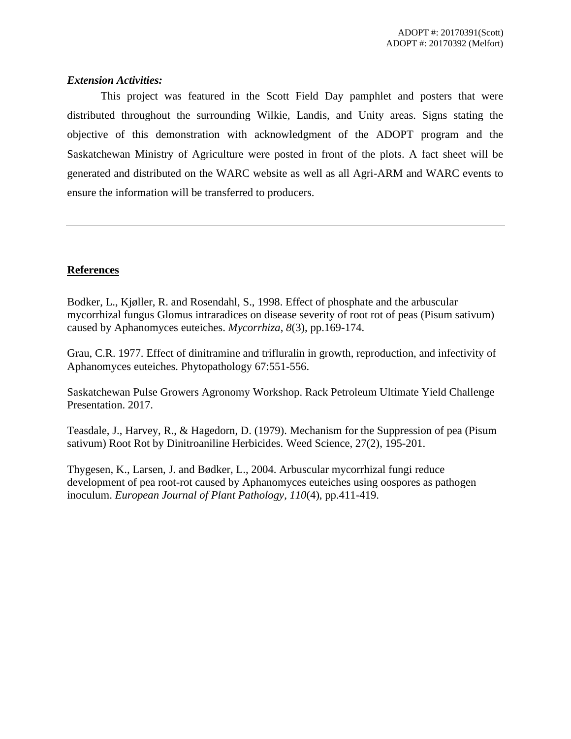***Extension Activities:***

This project was featured in the Scott Field Day pamphlet and posters that were distributed throughout the surrounding Wilkie, Landis, and Unity areas. Signs stating the objective of this demonstration with acknowledgment of the ADOPT program and the Saskatchewan Ministry of Agriculture were posted in front of the plots. A fact sheet will be generated and distributed on the WARC website as well as all Agri-ARM and WARC events to ensure the information will be transferred to producers.

---

## References

Bodker, L., Kjøller, R. and Rosendahl, S., 1998. Effect of phosphate and the arbuscular mycorrhizal fungus Glomus intraradices on disease severity of root rot of peas (Pisum sativum) caused by Aphanomyces euteiches. *Mycorrhiza*, *8*(3), pp.169-174.

Grau, C.R. 1977. Effect of dinitramine and trifluralin in growth, reproduction, and infectivity of Aphanomyces euteiches. Phytopathology 67:551-556.

Saskatchewan Pulse Growers Agronomy Workshop. Rack Petroleum Ultimate Yield Challenge Presentation. 2017.

Teasdale, J., Harvey, R., & Hagedorn, D. (1979). Mechanism for the Suppression of pea (Pisum sativum) Root Rot by Dinitroaniline Herbicides. Weed Science, 27(2), 195-201.

Thygesen, K., Larsen, J. and Bødker, L., 2004. Arbuscular mycorrhizal fungi reduce development of pea root-rot caused by Aphanomyces euteiches using oospores as pathogen inoculum. *European Journal of Plant Pathology*, *110*(4), pp.411-419.